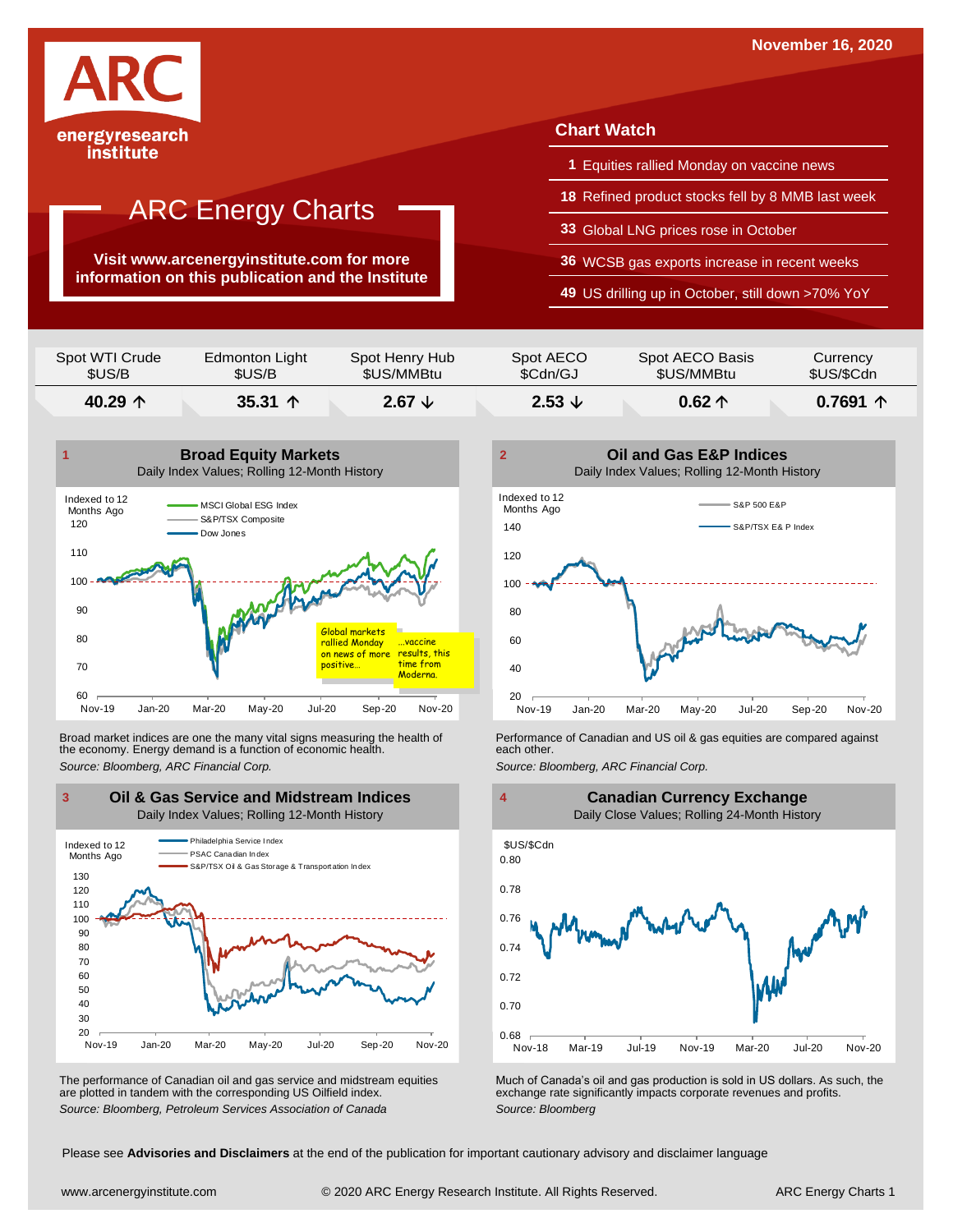November 16, 2020

ARC energyresearch institute

# ARC Energy Charts

**Visit www.arcenergyinstitute.com for more information on this publication and the Institute**

## Chart Watch

- **1** Equities rallied Monday on vaccine news
- **18** Refined product stocks fell by 8 MMB last week
- **33** Global LNG prices rose in October
- **36** WCSB gas exports increase in recent weeks
- **49** US drilling up in October, still down >70% YoY

| Spot WTI Crude $US/B | Edmonton Light $US/B | Spot Henry Hub $US/MMBtu | Spot AECO $Cdn/GJ | Spot AECO Basis $US/MMBtu | Currency $US/$Cdn |
|---|---|---|---|---|---|
| **40.29 ↑** | **35.31 ↑** | **2.67 ↓** | **2.53 ↓** | **0.62 ↑** | **0.7691 ↑** |

### 1 Broad Equity Markets
Daily Index Values; Rolling 12-Month History

Global markets rallied Monday on news of more positive... ...vaccine results, this time from Moderna.

Broad market indices are one the many vital signs measuring the health of the economy. Energy demand is a function of economic health.

*Source: Bloomberg, ARC Financial Corp.*

### 2 Oil and Gas E&P Indices
Daily Index Values; Rolling 12-Month History

Performance of Canadian and US oil & gas equities are compared against each other.

*Source: Bloomberg, ARC Financial Corp.*

### 3 Oil & Gas Service and Midstream Indices
Daily Index Values; Rolling 12-Month History

The performance of Canadian oil and gas service and midstream equities are plotted in tandem with the corresponding US Oilfield index.

*Source: Bloomberg, Petroleum Services Association of Canada*

### 4 Canadian Currency Exchange
Daily Close Values; Rolling 24-Month History

Much of Canada's oil and gas production is sold in US dollars. As such, the exchange rate significantly impacts corporate revenues and profits.

*Source: Bloomberg*

Please see **Advisories and Disclaimers** at the end of the publication for important cautionary advisory and disclaimer language

www.arcenergyinstitute.com © 2020 ARC Energy Research Institute. All Rights Reserved.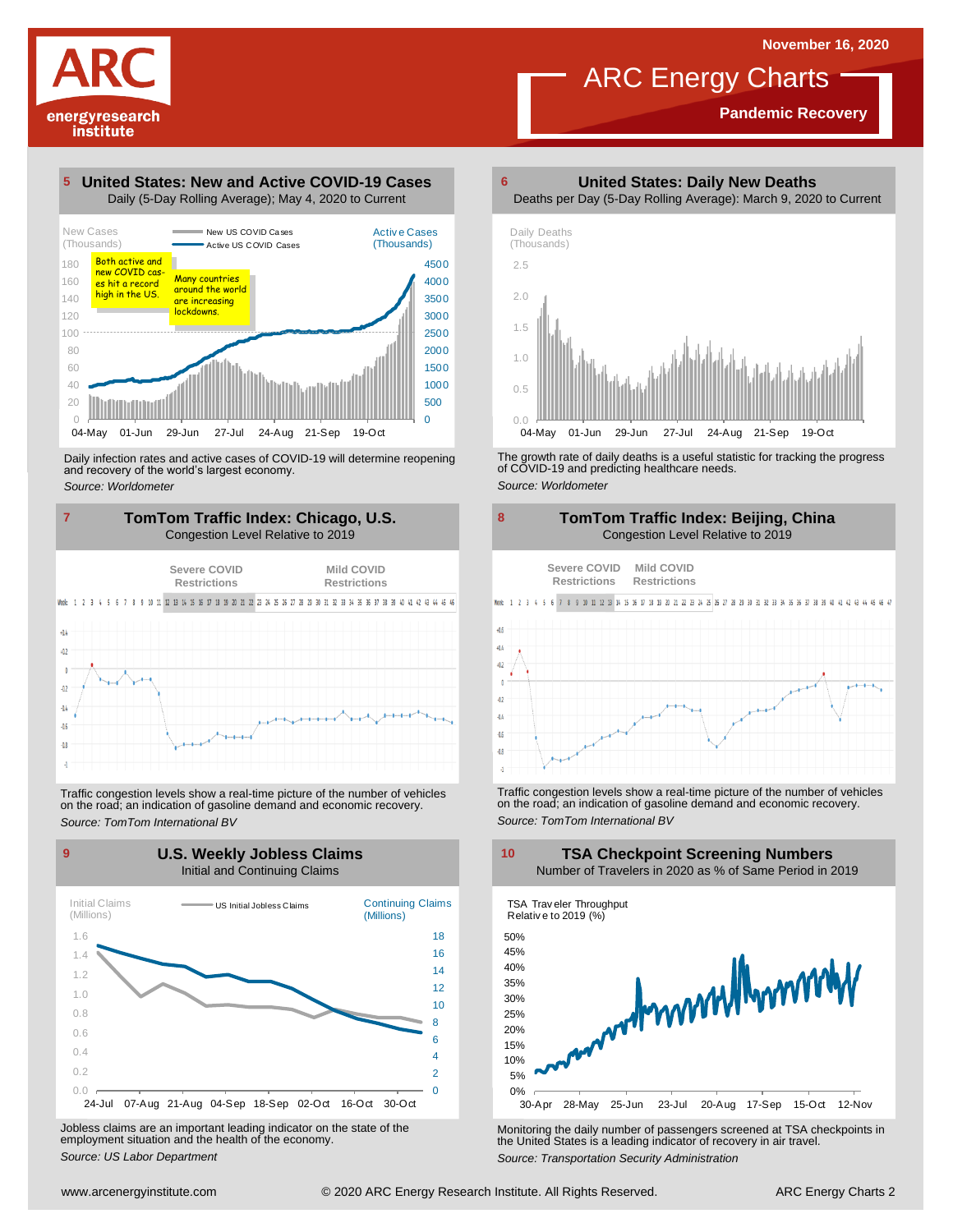# ARC Energy Charts

**Pandemic Recovery**

November 16, 2020

## 5 United States: New and Active COVID-19 Cases

Daily (5-Day Rolling Average); May 4, 2020 to Current

New Cases (Thousands) — New US COVID Cases — Active US COVID Cases — Active Cases (Thousands)

Both active and new COVID cases hit a record high in the US.

Many countries around the world are increasing lockdowns.

Daily infection rates and active cases of COVID-19 will determine reopening and recovery of the world's largest economy.

*Source: Worldometer*

## 6 United States: Daily New Deaths

Deaths per Day (5-Day Rolling Average): March 9, 2020 to Current

Daily Deaths (Thousands)

The growth rate of daily deaths is a useful statistic for tracking the progress of COVID-19 and predicting healthcare needs.

*Source: Worldometer*

## 7 TomTom Traffic Index: Chicago, U.S.

Congestion Level Relative to 2019

Severe COVID Restrictions — Mild COVID Restrictions

Traffic congestion levels show a real-time picture of the number of vehicles on the road; an indication of gasoline demand and economic recovery.

*Source: TomTom International BV*

## 8 TomTom Traffic Index: Beijing, China

Congestion Level Relative to 2019

Severe COVID Restrictions — Mild COVID Restrictions

Traffic congestion levels show a real-time picture of the number of vehicles on the road; an indication of gasoline demand and economic recovery.

*Source: TomTom International BV*

## 9 U.S. Weekly Jobless Claims

Initial and Continuing Claims

Initial Claims (Millions) — US Initial Jobless Claims — Continuing Claims (Millions)

Jobless claims are an important leading indicator on the state of the employment situation and the health of the economy.

*Source: US Labor Department*

## 10 TSA Checkpoint Screening Numbers

Number of Travelers in 2020 as % of Same Period in 2019

TSA Traveler Throughput Relative to 2019 (%)

Monitoring the daily number of passengers screened at TSA checkpoints in the United States is a leading indicator of recovery in air travel.

*Source: Transportation Security Administration*

www.arcenergyinstitute.com © 2020 ARC Energy Research Institute. All Rights Reserved.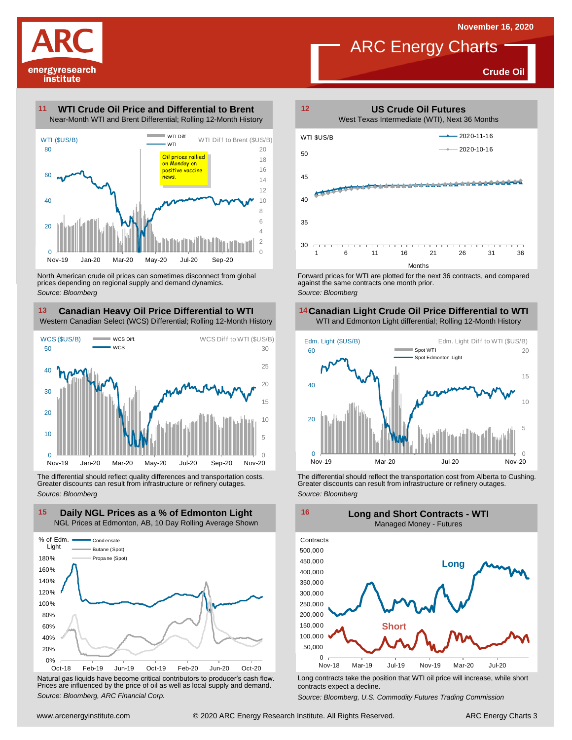November 16, 2020

# ARC Energy Charts

**Crude Oil**

## 11 WTI Crude Oil Price and Differential to Brent

Near-Month WTI and Brent Differential; Rolling 12-Month History

Oil prices rallied on Monday on positive vaccine news.

North American crude oil prices can sometimes disconnect from global prices depending on regional supply and demand dynamics.

*Source: Bloomberg*

## 12 US Crude Oil Futures

West Texas Intermediate (WTI), Next 36 Months

Forward prices for WTI are plotted for the next 36 contracts, and compared against the same contracts one month prior.

*Source: Bloomberg*

## 13 Canadian Heavy Oil Price Differential to WTI

Western Canadian Select (WCS) Differential; Rolling 12-Month History

The differential should reflect quality differences and transportation costs. Greater discounts can result from infrastructure or refinery outages.

*Source: Bloomberg*

## 14 Canadian Light Crude Oil Price Differential to WTI

WTI and Edmonton Light differential; Rolling 12-Month History

The differential should reflect the transportation cost from Alberta to Cushing. Greater discounts can result from infrastructure or refinery outages.

*Source: Bloomberg*

## 15 Daily NGL Prices as a % of Edmonton Light

NGL Prices at Edmonton, AB, 10 Day Rolling Average Shown

Natural gas liquids have become critical contributors to producer's cash flow. Prices are influenced by the price of oil as well as local supply and demand.

*Source: Bloomberg, ARC Financial Corp.*

## 16 Long and Short Contracts - WTI

Managed Money - Futures

Long contracts take the position that WTI oil price will increase, while short contracts expect a decline.

*Source: Bloomberg, U.S. Commodity Futures Trading Commission*

www.arcenergyinstitute.com © 2020 ARC Energy Research Institute. All Rights Reserved.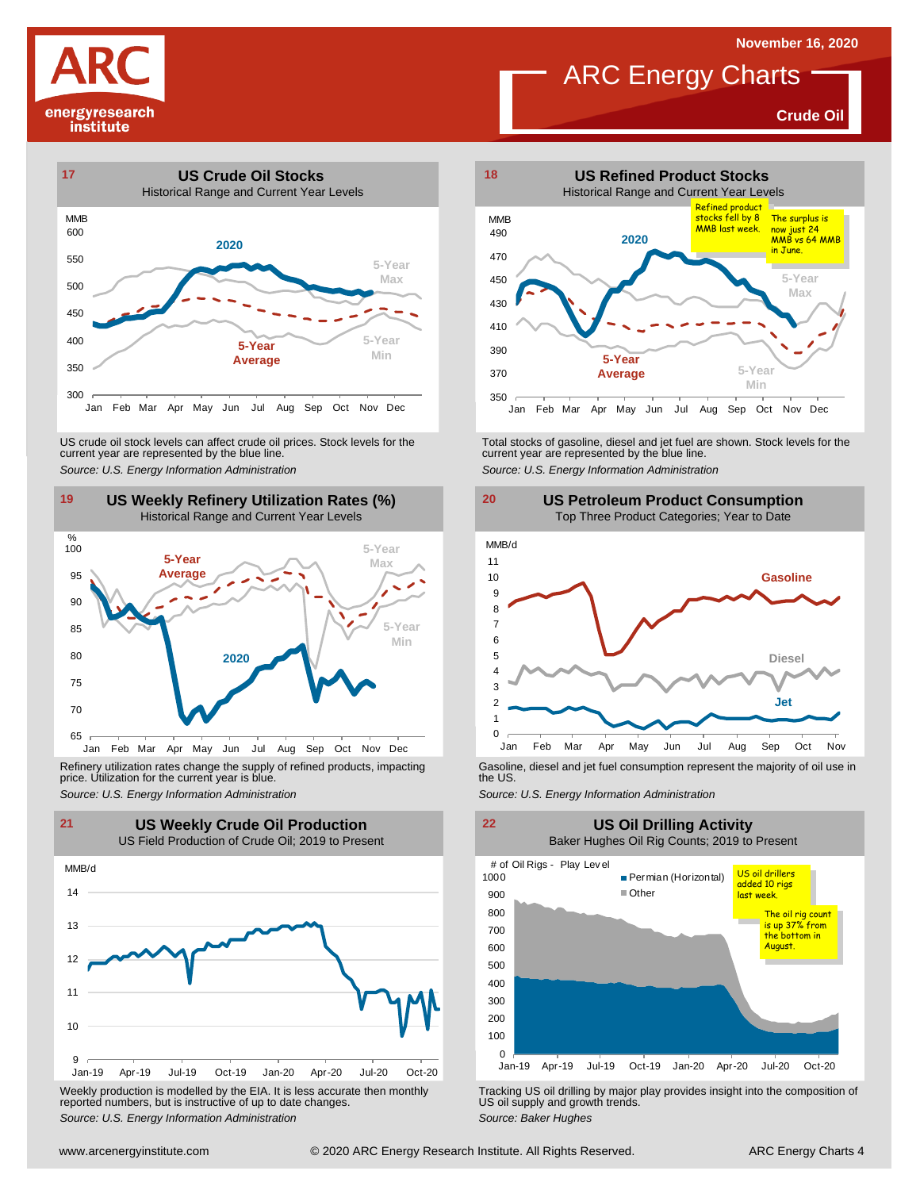# ARC Energy Charts

November 16, 2020

**Crude Oil**

## 17 US Crude Oil Stocks

Historical Range and Current Year Levels

US crude oil stock levels can affect crude oil prices. Stock levels for the current year are represented by the blue line.

*Source: U.S. Energy Information Administration*

## 18 US Refined Product Stocks

Historical Range and Current Year Levels

Refined product stocks fell by 8 MMB last week.

The surplus is now just 24 MMB vs 64 MMB in June.

Total stocks of gasoline, diesel and jet fuel are shown. Stock levels for the current year are represented by the blue line.

*Source: U.S. Energy Information Administration*

## 19 US Weekly Refinery Utilization Rates (%)

Historical Range and Current Year Levels

Refinery utilization rates change the supply of refined products, impacting price. Utilization for the current year is blue.

*Source: U.S. Energy Information Administration*

## 20 US Petroleum Product Consumption

Top Three Product Categories; Year to Date

Gasoline, diesel and jet fuel consumption represent the majority of oil use in the US.

*Source: U.S. Energy Information Administration*

## 21 US Weekly Crude Oil Production

US Field Production of Crude Oil; 2019 to Present

Weekly production is modelled by the EIA. It is less accurate then monthly reported numbers, but is instructive of up to date changes.

*Source: U.S. Energy Information Administration*

## 22 US Oil Drilling Activity

Baker Hughes Oil Rig Counts; 2019 to Present

US oil drillers added 10 rigs last week.

The oil rig count is up 37% from the bottom in August.

Tracking US oil drilling by major play provides insight into the composition of US oil supply and growth trends.

*Source: Baker Hughes*

www.arcenergyinstitute.com © 2020 ARC Energy Research Institute. All Rights Reserved.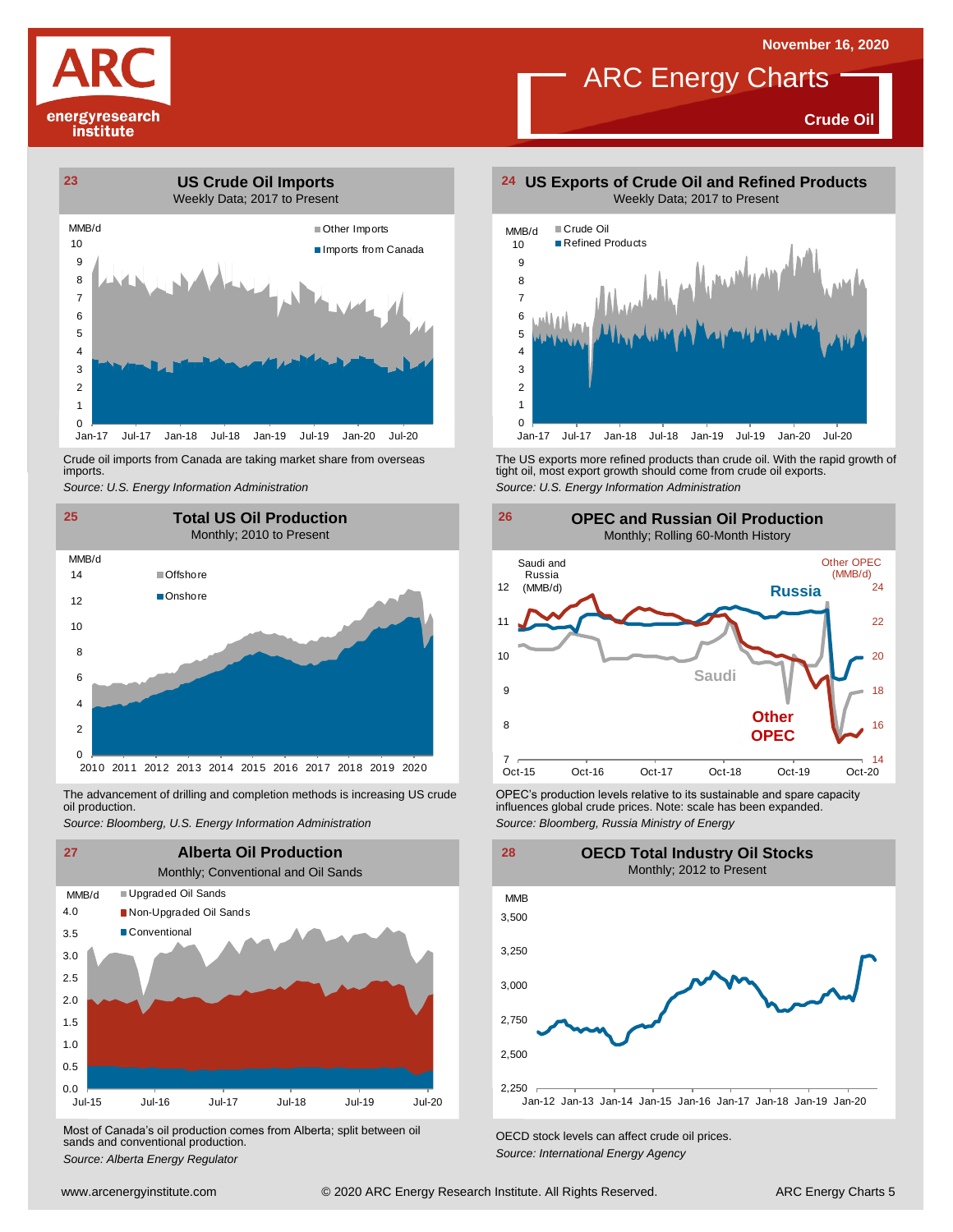# ARC Energy Charts

November 16, 2020

**Crude Oil**

## 23 US Crude Oil Imports

Weekly Data; 2017 to Present

MMB/d

Other Imports

Imports from Canada

Crude oil imports from Canada are taking market share from overseas imports.

*Source: U.S. Energy Information Administration*

## 24 US Exports of Crude Oil and Refined Products

Weekly Data; 2017 to Present

MMB/d

Crude Oil

Refined Products

The US exports more refined products than crude oil. With the rapid growth of tight oil, most export growth should come from crude oil exports.

*Source: U.S. Energy Information Administration*

## 25 Total US Oil Production

Monthly; 2010 to Present

MMB/d

Offshore

Onshore

The advancement of drilling and completion methods is increasing US crude oil production.

*Source: Bloomberg, U.S. Energy Information Administration*

## 26 OPEC and Russian Oil Production

Monthly; Rolling 60-Month History

Saudi and Russia (MMB/d)

Other OPEC (MMB/d)

Russia

Saudi

Other OPEC

OPEC's production levels relative to its sustainable and spare capacity influences global crude prices. Note: scale has been expanded.

*Source: Bloomberg, Russia Ministry of Energy*

## 27 Alberta Oil Production

Monthly; Conventional and Oil Sands

MMB/d

Upgraded Oil Sands

Non-Upgraded Oil Sands

Conventional

Most of Canada's oil production comes from Alberta; split between oil sands and conventional production.

*Source: Alberta Energy Regulator*

## 28 OECD Total Industry Oil Stocks

Monthly; 2012 to Present

MMB

OECD stock levels can affect crude oil prices.

*Source: International Energy Agency*

www.arcenergyinstitute.com © 2020 ARC Energy Research Institute. All Rights Reserved.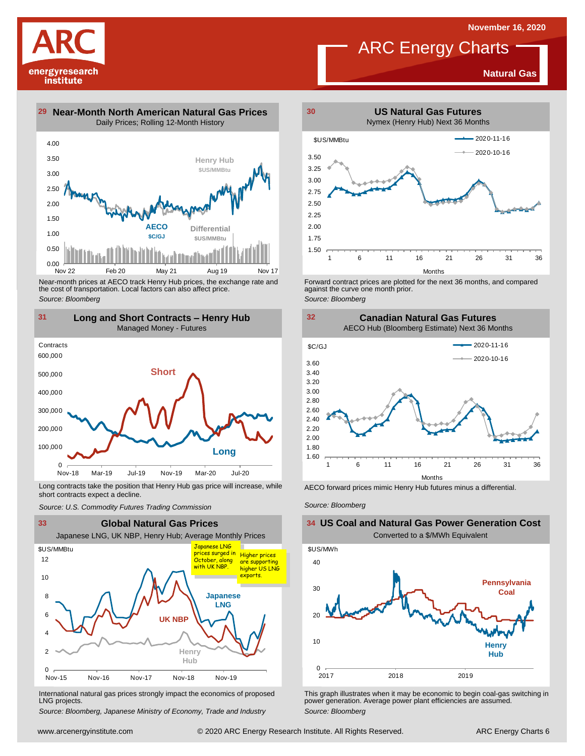November 16, 2020

# ARC Energy Charts

**Natural Gas**

## 29 Near-Month North American Natural Gas Prices

Daily Prices; Rolling 12-Month History

Henry Hub $US/MMBtu; AECO $C/GJ; Differential $US/MMBtu

Near-month prices at AECO track Henry Hub prices, the exchange rate and the cost of transportation. Local factors can also affect price.

*Source: Bloomberg*

## 30 US Natural Gas Futures

Nymex (Henry Hub) Next 36 Months

$US/MMBtu — 2020-11-16; 2020-10-16

Forward contract prices are plotted for the next 36 months, and compared against the curve one month prior.

*Source: Bloomberg*

## 31 Long and Short Contracts – Henry Hub

Managed Money - Futures

Long contracts take the position that Henry Hub gas price will increase, while short contracts expect a decline.

*Source: U.S. Commodity Futures Trading Commission*

## 32 Canadian Natural Gas Futures

AECO Hub (Bloomberg Estimate) Next 36 Months

$C/GJ — 2020-11-16; 2020-10-16

AECO forward prices mimic Henry Hub futures minus a differential.

*Source: Bloomberg*

## 33 Global Natural Gas Prices

Japanese LNG, UK NBP, Henry Hub; Average Monthly Prices

Japanese LNG prices surged in October, along with UK NBP.

Higher prices are supporting higher US LNG exports.

International natural gas prices strongly impact the economics of proposed LNG projects.

*Source: Bloomberg, Japanese Ministry of Economy, Trade and Industry*

## 34 US Coal and Natural Gas Power Generation Cost

Converted to a $/MWh Equivalent

Pennsylvania Coal; Henry Hub

This graph illustrates when it may be economic to begin coal-gas switching in power generation. Average power plant efficiencies are assumed.

*Source: Bloomberg*

www.arcenergyinstitute.com © 2020 ARC Energy Research Institute. All Rights Reserved.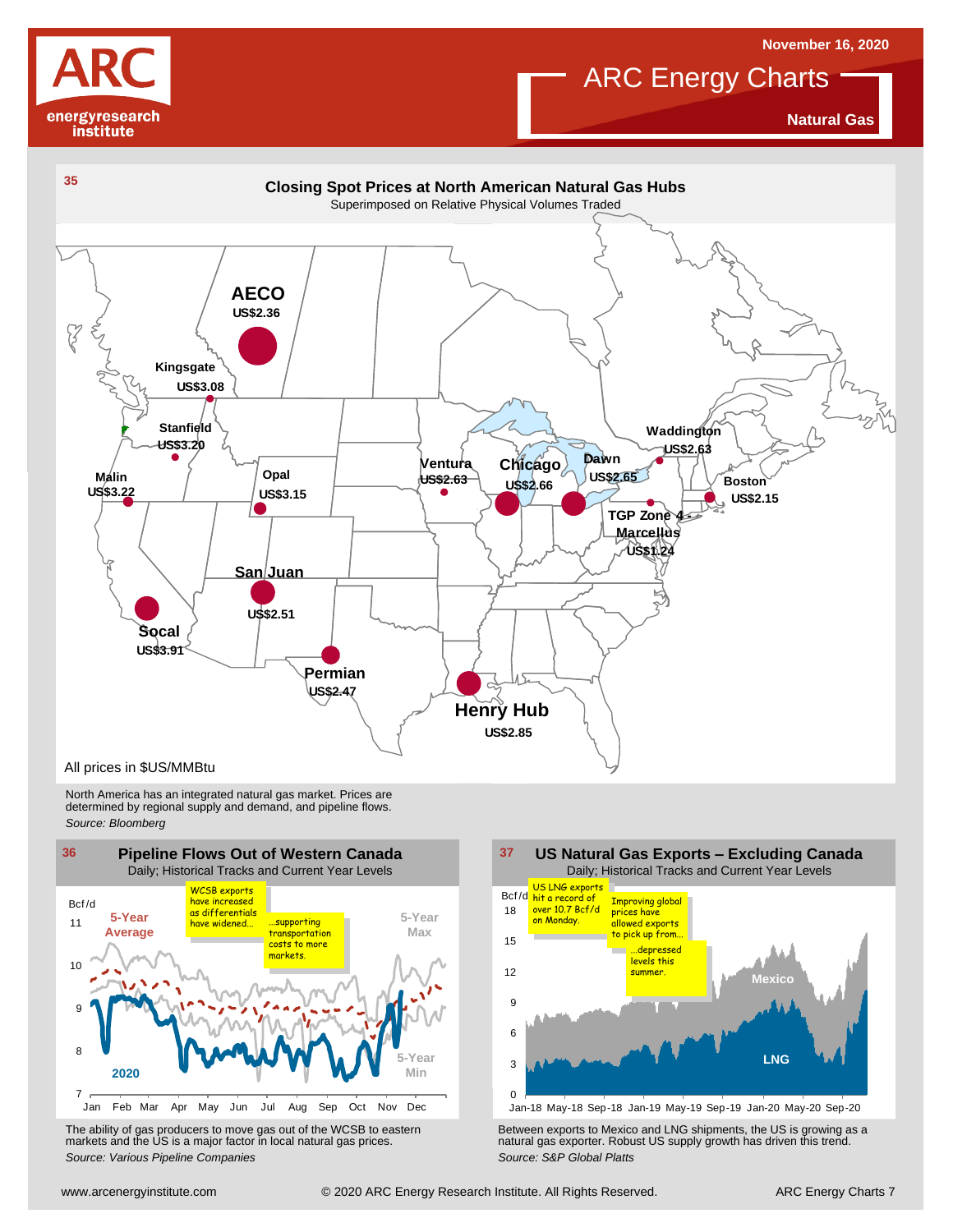November 16, 2020

# ARC Energy Charts

**Natural Gas**

## 35 Closing Spot Prices at North American Natural Gas Hubs

Superimposed on Relative Physical Volumes Traded

| Hub | Price |
|---|---|
| AECO | US$2.36 |
| Kingsgate | US$3.08 |
| Stanfield | US$3.20 |
| Malin | US$3.22 |
| Opal | US$3.15 |
| San Juan | US$2.51 |
| Socal | US$3.91 |
| Permian | US$2.47 |
| Henry Hub | US$2.85 |
| Ventura | US$2.63 |
| Chicago | US$2.66 |
| Dawn | US$2.65 |
| Waddington | US$2.63 |
| Boston | US$2.15 |
| TGP Zone 4 Marcellus | US$1.24 |

All prices in $US/MMBtu

North America has an integrated natural gas market. Prices are determined by regional supply and demand, and pipeline flows.

*Source: Bloomberg*

## 36 Pipeline Flows Out of Western Canada

Daily; Historical Tracks and Current Year Levels

Annotations: "WCSB exports have increased as differentials have widened…" "…supporting transportation costs to more markets."

Series: 5-Year Average, 5-Year Max, 5-Year Min, 2020 (Bcf/d)

The ability of gas producers to move gas out of the WCSB to eastern markets and the US is a major factor in local natural gas prices.

*Source: Various Pipeline Companies*

## 37 US Natural Gas Exports – Excluding Canada

Daily; Historical Tracks and Current Year Levels

Annotations: "US LNG exports hit a record of over 10.7 Bcf/d on Monday." "Improving global prices have allowed exports to pick up from…" "…depressed levels this summer."

Series: Mexico, LNG (Bcf/d)

Between exports to Mexico and LNG shipments, the US is growing as a natural gas exporter. Robust US supply growth has driven this trend.

*Source: S&P Global Platts*

www.arcenergyinstitute.com © 2020 ARC Energy Research Institute. All Rights Reserved.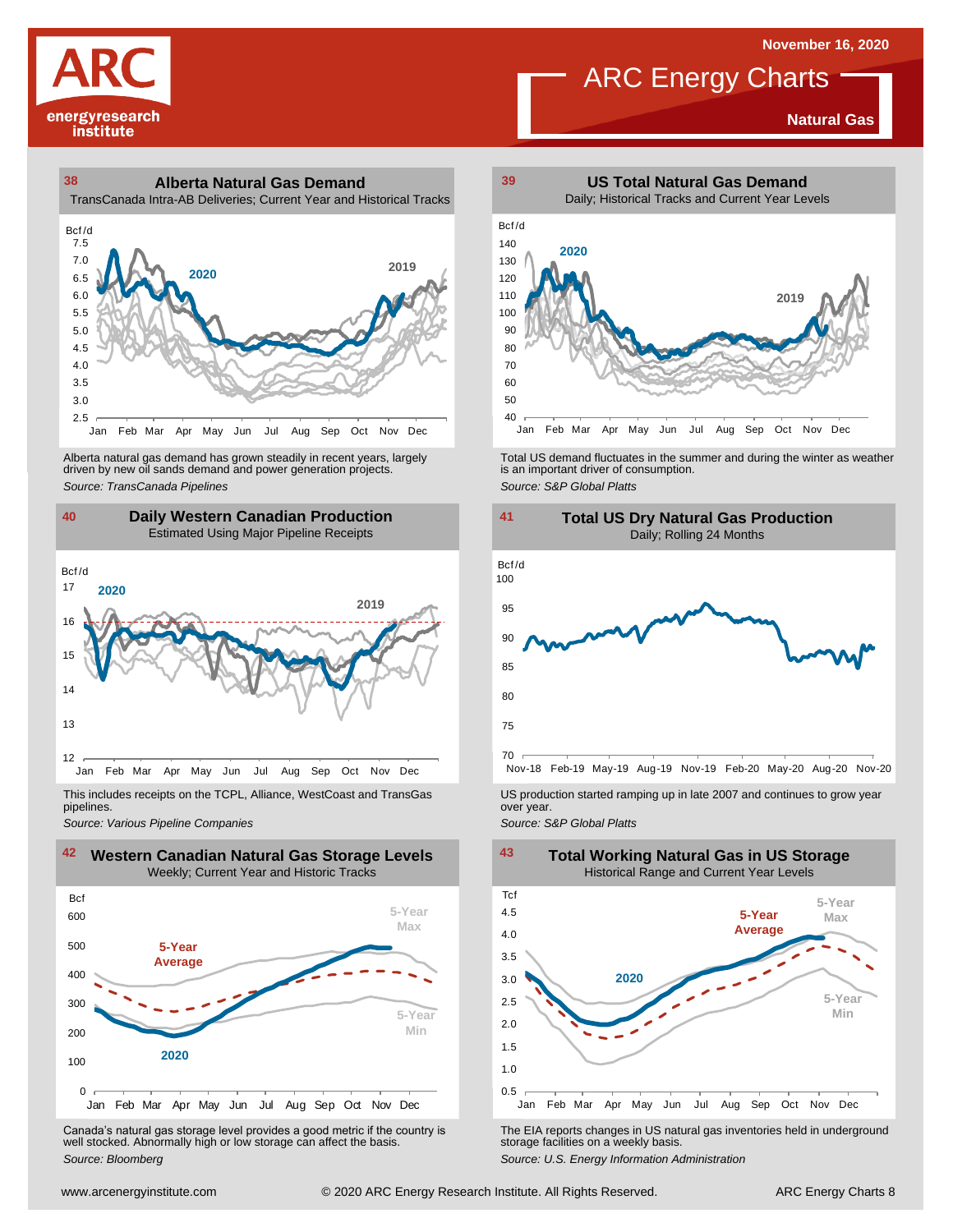November 16, 2020

# ARC Energy Charts

**Natural Gas**

## 38 Alberta Natural Gas Demand

TransCanada Intra-AB Deliveries; Current Year and Historical Tracks

Alberta natural gas demand has grown steadily in recent years, largely driven by new oil sands demand and power generation projects.

*Source: TransCanada Pipelines*

## 39 US Total Natural Gas Demand

Daily; Historical Tracks and Current Year Levels

Total US demand fluctuates in the summer and during the winter as weather is an important driver of consumption.

*Source: S&P Global Platts*

## 40 Daily Western Canadian Production

Estimated Using Major Pipeline Receipts

This includes receipts on the TCPL, Alliance, WestCoast and TransGas pipelines.

*Source: Various Pipeline Companies*

## 41 Total US Dry Natural Gas Production

Daily; Rolling 24 Months

US production started ramping up in late 2007 and continues to grow year over year.

*Source: S&P Global Platts*

## 42 Western Canadian Natural Gas Storage Levels

Weekly; Current Year and Historic Tracks

Canada's natural gas storage level provides a good metric if the country is well stocked. Abnormally high or low storage can affect the basis.

*Source: Bloomberg*

## 43 Total Working Natural Gas in US Storage

Historical Range and Current Year Levels

The EIA reports changes in US natural gas inventories held in underground storage facilities on a weekly basis.

*Source: U.S. Energy Information Administration*

www.arcenergyinstitute.com © 2020 ARC Energy Research Institute. All Rights Reserved. ARC Energy Charts 8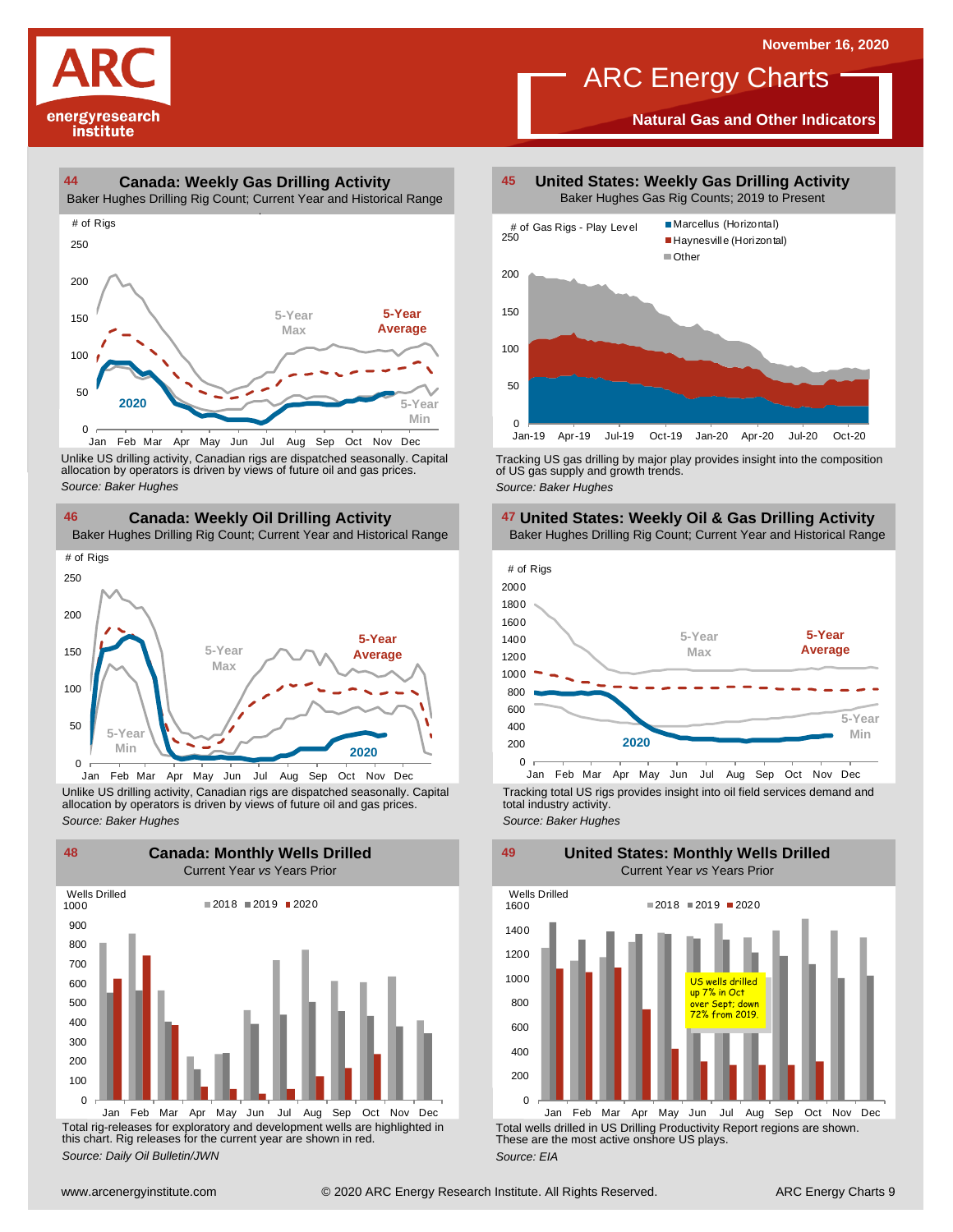**ARC** energyresearch institute

November 16, 2020

# ARC Energy Charts

**Natural Gas and Other Indicators**

## 44 Canada: Weekly Gas Drilling Activity

Baker Hughes Drilling Rig Count; Current Year and Historical Range

Unlike US drilling activity, Canadian rigs are dispatched seasonally. Capital allocation by operators is driven by views of future oil and gas prices.

*Source: Baker Hughes*

## 45 United States: Weekly Gas Drilling Activity

Baker Hughes Gas Rig Counts; 2019 to Present

Tracking US gas drilling by major play provides insight into the composition of US gas supply and growth trends.

*Source: Baker Hughes*

## 46 Canada: Weekly Oil Drilling Activity

Baker Hughes Drilling Rig Count; Current Year and Historical Range

Unlike US drilling activity, Canadian rigs are dispatched seasonally. Capital allocation by operators is driven by views of future oil and gas prices.

*Source: Baker Hughes*

## 47 United States: Weekly Oil & Gas Drilling Activity

Baker Hughes Drilling Rig Count; Current Year and Historical Range

Tracking total US rigs provides insight into oil field services demand and total industry activity.

*Source: Baker Hughes*

## 48 Canada: Monthly Wells Drilled

Current Year *vs* Years Prior

Total rig-releases for exploratory and development wells are highlighted in this chart. Rig releases for the current year are shown in red.

*Source: Daily Oil Bulletin/JWN*

## 49 United States: Monthly Wells Drilled

Current Year *vs* Years Prior

US wells drilled up 7% in Oct over Sept; down 72% from 2019.

Total wells drilled in US Drilling Productivity Report regions are shown. These are the most active onshore US plays.

*Source: EIA*

www.arcenergyinstitute.com © 2020 ARC Energy Research Institute. All Rights Reserved.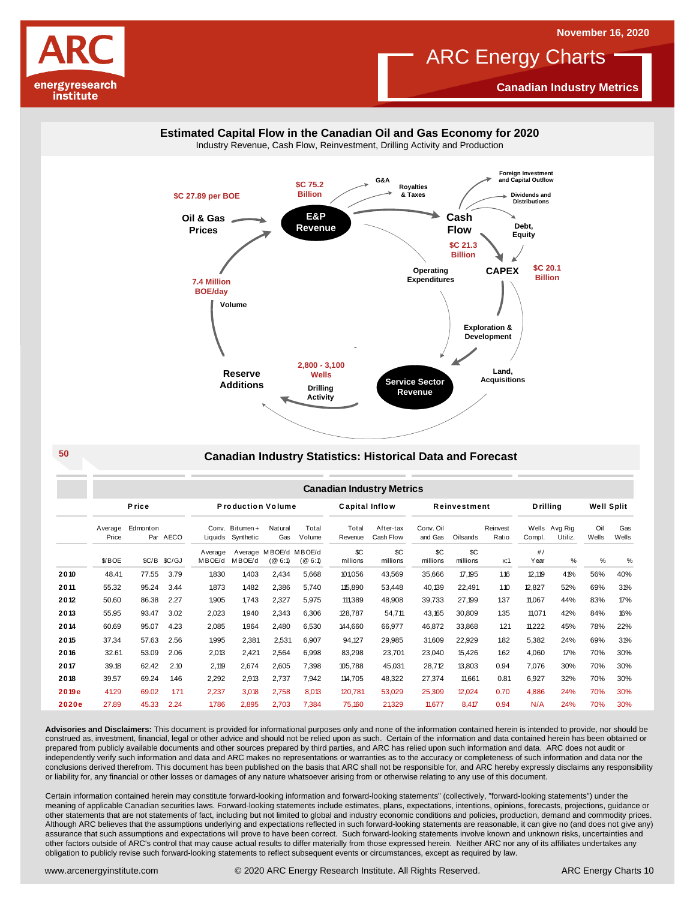# ARC Energy Charts

November 16, 2020

**Canadian Industry Metrics**

## Estimated Capital Flow in the Canadian Oil and Gas Economy for 2020

Industry Revenue, Cash Flow, Reinvestment, Drilling Activity and Production

$C 27.89 per BOE
Oil & Gas Prices
$C 75.2 Billion
E&P Revenue
G&A
Royalties & Taxes
Foreign Investment and Capital Outflow
Dividends and Distributions
Cash Flow
Debt, Equity
$C 21.3 Billion
CAPEX
$C 20.1 Billion
Operating Expenditures
Exploration & Development
Land, Acquisitions
Service Sector Revenue
2,800 - 3,100 Wells
Drilling Activity
Reserve Additions
Volume
7.4 Million BOE/day

## Canadian Industry Statistics: Historical Data and Forecast

| Canadian Industry Metrics | Price | | | Production Volume | | | | Capital Inflow | | Reinvestment | | | Drilling | | Well Split | |
|---|---|---|---|---|---|---|---|---|---|---|---|---|---|---|---|---|
| | Average Price | Edmonton Par | AECO | Conv. Liquids | Bitumen + Synthetic | Natural Gas | Total Volume | Total Revenue | After-tax Cash Flow | Conv. Oil and Gas | Oilsands | Reinvest Ratio | Wells Compl. | Avg Rig Utiliz. | Oil Wells | Gas Wells |
| | $/BOE | $C/B | $C/GJ | Average MBOE/d | Average MBOE/d | MBOE/d (@ 6:1) | MBOE/d (@ 6:1) | $C millions | $C millions | $C millions | $C millions | x:1 | # / Year | % | % | % |
| 2010 | 48.41 | 77.55 | 3.79 | 1,830 | 1,403 | 2,434 | 5,668 | 101,056 | 43,569 | 35,666 | 17,195 | 1.16 | 12,119 | 41% | 56% | 40% |
| 2011 | 55.32 | 95.24 | 3.44 | 1,873 | 1,482 | 2,386 | 5,740 | 115,890 | 53,448 | 40,139 | 22,491 | 1.10 | 12,827 | 52% | 69% | 31% |
| 2012 | 50.60 | 86.38 | 2.27 | 1,905 | 1,743 | 2,327 | 5,975 | 111,389 | 48,908 | 39,733 | 27,199 | 1.37 | 11,067 | 44% | 83% | 17% |
| 2013 | 55.95 | 93.47 | 3.02 | 2,023 | 1,940 | 2,343 | 6,306 | 128,787 | 54,711 | 43,165 | 30,809 | 1.35 | 11,071 | 42% | 84% | 16% |
| 2014 | 60.69 | 95.07 | 4.23 | 2,085 | 1,964 | 2,480 | 6,530 | 144,660 | 66,977 | 46,872 | 33,868 | 1.21 | 11,222 | 45% | 78% | 22% |
| 2015 | 37.34 | 57.63 | 2.56 | 1,995 | 2,381 | 2,531 | 6,907 | 94,127 | 29,985 | 31,609 | 22,929 | 1.82 | 5,382 | 24% | 69% | 31% |
| 2016 | 32.61 | 53.09 | 2.06 | 2,013 | 2,421 | 2,564 | 6,998 | 83,298 | 23,701 | 23,040 | 15,426 | 1.62 | 4,060 | 17% | 70% | 30% |
| 2017 | 39.18 | 62.42 | 2.10 | 2,119 | 2,674 | 2,605 | 7,398 | 105,788 | 45,031 | 28,712 | 13,803 | 0.94 | 7,076 | 30% | 70% | 30% |
| 2018 | 39.57 | 69.24 | 1.46 | 2,292 | 2,913 | 2,737 | 7,942 | 114,705 | 48,322 | 27,374 | 11,661 | 0.81 | 6,927 | 32% | 70% | 30% |
| 2019e | 41.29 | 69.02 | 1.71 | 2,237 | 3,018 | 2,758 | 8,013 | 120,781 | 53,029 | 25,309 | 12,024 | 0.70 | 4,886 | 24% | 70% | 30% |
| 2020e | 27.89 | 45.33 | 2.24 | 1,786 | 2,895 | 2,703 | 7,384 | 75,160 | 21,329 | 11,677 | 8,417 | 0.94 | N/A | 24% | 70% | 30% |

**Advisories and Disclaimers:** This document is provided for informational purposes only and none of the information contained herein is intended to provide, nor should be construed as, investment, financial, legal or other advice and should not be relied upon as such. Certain of the information and data contained herein has been obtained or prepared from publicly available documents and other sources prepared by third parties, and ARC has relied upon such information and data. ARC does not audit or independently verify such information and data and ARC makes no representations or warranties as to the accuracy or completeness of such information and data nor the conclusions derived therefrom. This document has been published on the basis that ARC shall not be responsible for, and ARC hereby expressly disclaims any responsibility or liability for, any financial or other losses or damages of any nature whatsoever arising from or otherwise relating to any use of this document.

Certain information contained herein may constitute forward-looking information and forward-looking statements" (collectively, "forward-looking statements") under the meaning of applicable Canadian securities laws. Forward-looking statements include estimates, plans, expectations, intentions, opinions, forecasts, projections, guidance or other statements that are not statements of fact, including but not limited to global and industry economic conditions and policies, production, demand and commodity prices. Although ARC believes that the assumptions underlying and expectations reflected in such forward-looking statements are reasonable, it can give no (and does not give any) assurance that such assumptions and expectations will prove to have been correct. Such forward-looking statements involve known and unknown risks, uncertainties and other factors outside of ARC's control that may cause actual results to differ materially from those expressed herein. Neither ARC nor any of its affiliates undertakes any obligation to publicly revise such forward-looking statements to reflect subsequent events or circumstances, except as required by law.

www.arcenergyinstitute.com © 2020 ARC Energy Research Institute. All Rights Reserved.